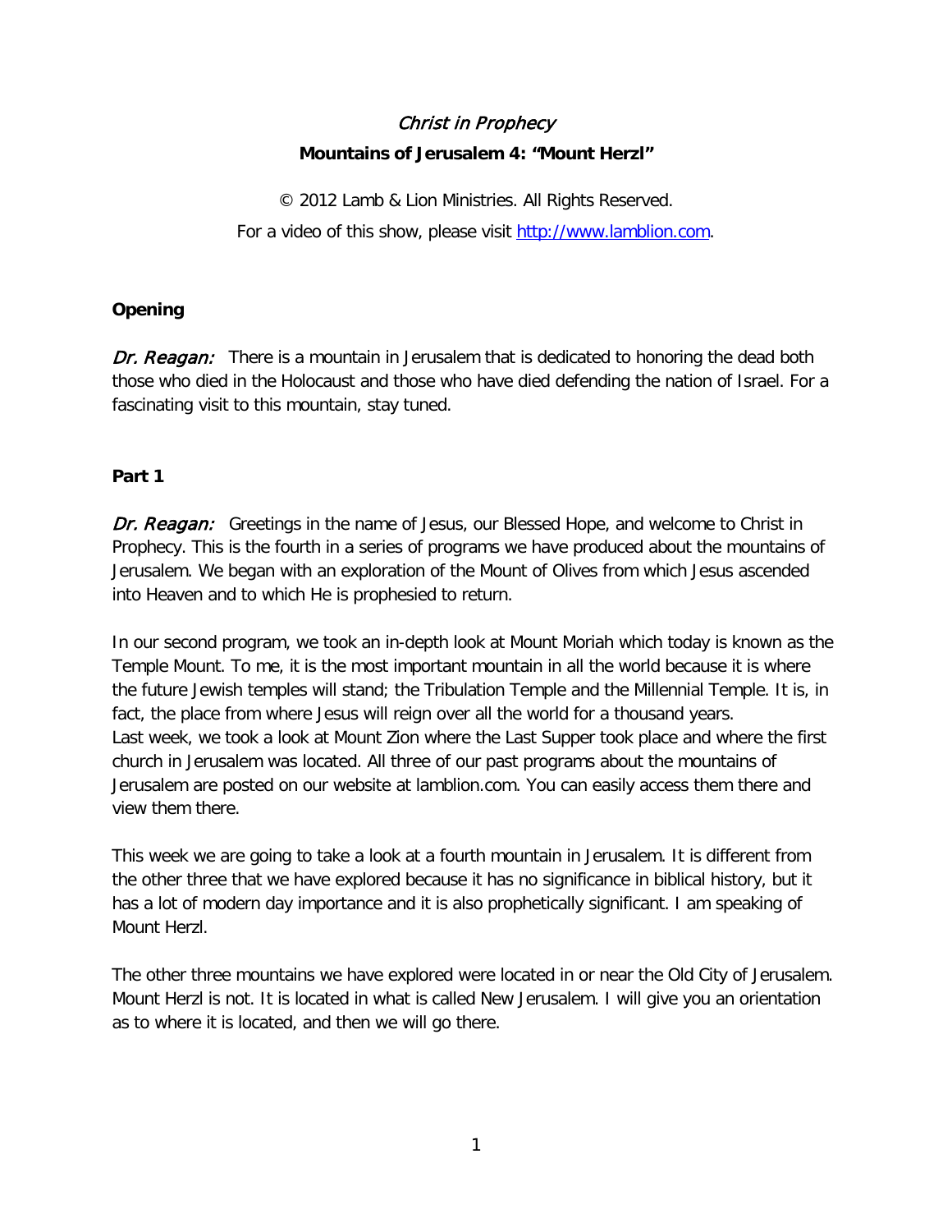*Christ in Prophecy*

**Mountains of Jerusalem 4: "Mount Herzl"**

© 2012 Lamb & Lion Ministries. All Rights Reserved.

For a video of this show, please visit [http://www.lamblion.com](http://www.lamblion.com).

**Opening**

*Dr. Reagan:* There is a mountain in Jerusalem that is dedicated to honoring the dead both those who died in the Holocaust and those who have died defending the nation of Israel. For a fascinating visit to this mountain, stay tuned.

**Part 1**

*Dr. Reagan:* Greetings in the name of Jesus, our Blessed Hope, and welcome to Christ in Prophecy. This is the fourth in a series of programs we have produced about the mountains of Jerusalem. We began with an exploration of the Mount of Olives from which Jesus ascended into Heaven and to which He is prophesied to return.

In our second program, we took an in-depth look at Mount Moriah which today is known as the Temple Mount. To me, it is the most important mountain in all the world because it is where the future Jewish temples will stand; the Tribulation Temple and the Millennial Temple. It is, in fact, the place from where Jesus will reign over all the world for a thousand years. Last week, we took a look at Mount Zion where the Last Supper took place and where the first church in Jerusalem was located. All three of our past programs about the mountains of Jerusalem are posted on our website at lamblion.com. You can easily access them there and view them there.

This week we are going to take a look at a fourth mountain in Jerusalem. It is different from the other three that we have explored because it has no significance in biblical history, but it has a lot of modern day importance and it is also prophetically significant. I am speaking of Mount Herzl.

The other three mountains we have explored were located in or near the Old City of Jerusalem. Mount Herzl is not. It is located in what is called New Jerusalem. I will give you an orientation as to where it is located, and then we will go there.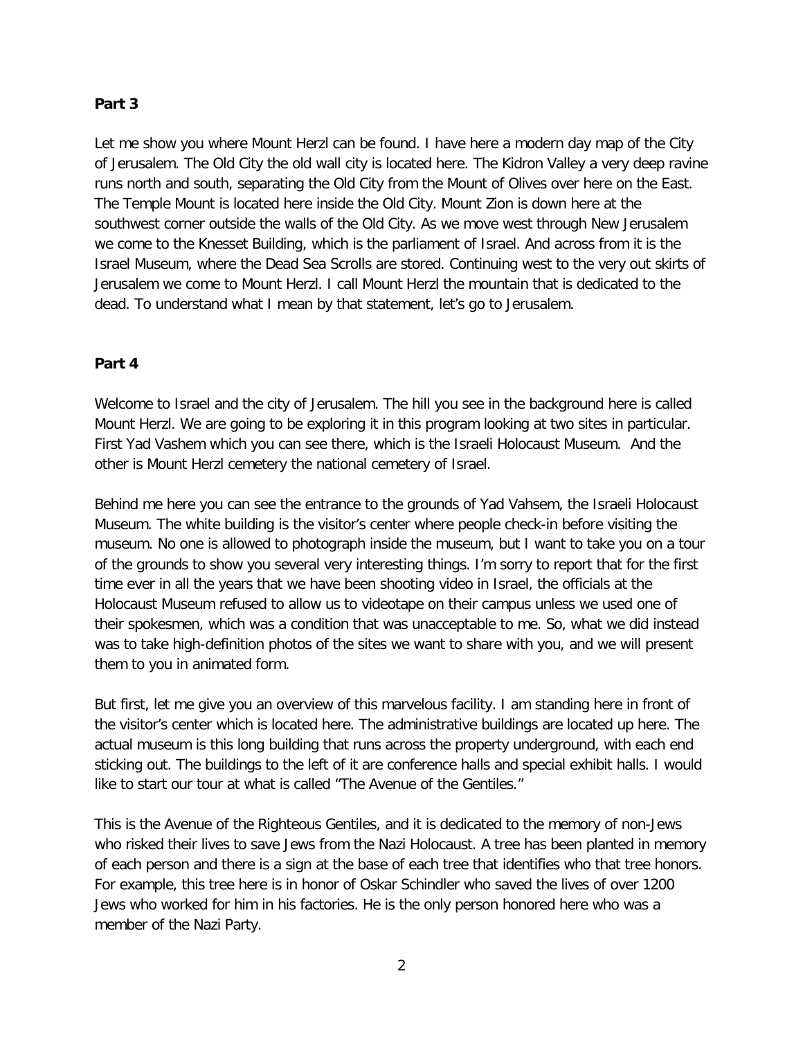**Part 3**

Let me show you where Mount Herzl can be found. I have here a modern day map of the City of Jerusalem. The Old City the old wall city is located here. The Kidron Valley a very deep ravine runs north and south, separating the Old City from the Mount of Olives over here on the East. The Temple Mount is located here inside the Old City. Mount Zion is down here at the southwest corner outside the walls of the Old City. As we move west through New Jerusalem we come to the Knesset Building, which is the parliament of Israel. And across from it is the Israel Museum, where the Dead Sea Scrolls are stored. Continuing west to the very out skirts of Jerusalem we come to Mount Herzl. I call Mount Herzl the mountain that is dedicated to the dead. To understand what I mean by that statement, let's go to Jerusalem.

**Part 4**

Welcome to Israel and the city of Jerusalem. The hill you see in the background here is called Mount Herzl. We are going to be exploring it in this program looking at two sites in particular. First Yad Vashem which you can see there, which is the Israeli Holocaust Museum. And the other is Mount Herzl cemetery the national cemetery of Israel.

Behind me here you can see the entrance to the grounds of Yad Vahsem, the Israeli Holocaust Museum. The white building is the visitor's center where people check-in before visiting the museum. No one is allowed to photograph inside the museum, but I want to take you on a tour of the grounds to show you several very interesting things. I'm sorry to report that for the first time ever in all the years that we have been shooting video in Israel, the officials at the Holocaust Museum refused to allow us to videotape on their campus unless we used one of their spokesmen, which was a condition that was unacceptable to me. So, what we did instead was to take high-definition photos of the sites we want to share with you, and we will present them to you in animated form.

But first, let me give you an overview of this marvelous facility. I am standing here in front of the visitor's center which is located here. The administrative buildings are located up here. The actual museum is this long building that runs across the property underground, with each end sticking out. The buildings to the left of it are conference halls and special exhibit halls. I would like to start our tour at what is called "The Avenue of the Gentiles."

This is the Avenue of the Righteous Gentiles, and it is dedicated to the memory of non-Jews who risked their lives to save Jews from the Nazi Holocaust. A tree has been planted in memory of each person and there is a sign at the base of each tree that identifies who that tree honors. For example, this tree here is in honor of Oskar Schindler who saved the lives of over 1200 Jews who worked for him in his factories. He is the only person honored here who was a member of the Nazi Party.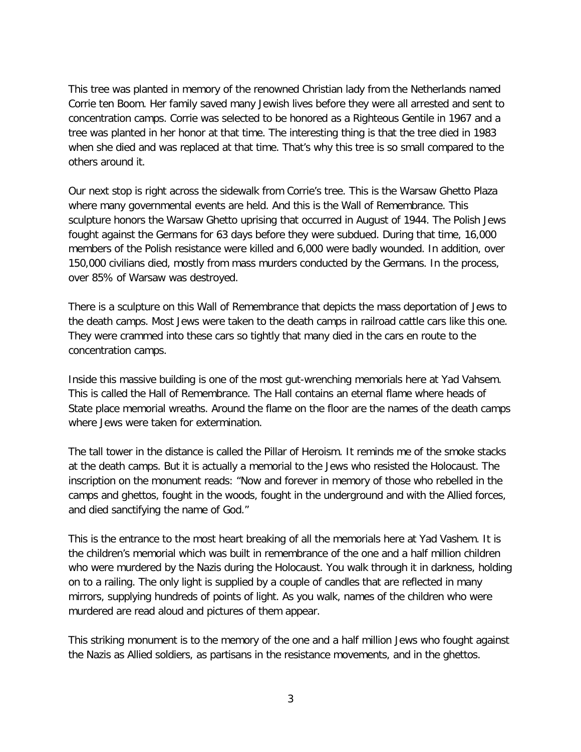This tree was planted in memory of the renowned Christian lady from the Netherlands named Corrie ten Boom. Her family saved many Jewish lives before they were all arrested and sent to concentration camps. Corrie was selected to be honored as a Righteous Gentile in 1967 and a tree was planted in her honor at that time. The interesting thing is that the tree died in 1983 when she died and was replaced at that time. That's why this tree is so small compared to the others around it.

Our next stop is right across the sidewalk from Corrie's tree. This is the Warsaw Ghetto Plaza where many governmental events are held. And this is the Wall of Remembrance. This sculpture honors the Warsaw Ghetto uprising that occurred in August of 1944. The Polish Jews fought against the Germans for 63 days before they were subdued. During that time, 16,000 members of the Polish resistance were killed and 6,000 were badly wounded. In addition, over 150,000 civilians died, mostly from mass murders conducted by the Germans. In the process, over 85% of Warsaw was destroyed.

There is a sculpture on this Wall of Remembrance that depicts the mass deportation of Jews to the death camps. Most Jews were taken to the death camps in railroad cattle cars like this one. They were crammed into these cars so tightly that many died in the cars en route to the concentration camps.

Inside this massive building is one of the most gut-wrenching memorials here at Yad Vahsem. This is called the Hall of Remembrance. The Hall contains an eternal flame where heads of State place memorial wreaths. Around the flame on the floor are the names of the death camps where Jews were taken for extermination.

The tall tower in the distance is called the Pillar of Heroism. It reminds me of the smoke stacks at the death camps. But it is actually a memorial to the Jews who resisted the Holocaust. The inscription on the monument reads: "Now and forever in memory of those who rebelled in the camps and ghettos, fought in the woods, fought in the underground and with the Allied forces, and died sanctifying the name of God."

This is the entrance to the most heart breaking of all the memorials here at Yad Vashem. It is the children's memorial which was built in remembrance of the one and a half million children who were murdered by the Nazis during the Holocaust. You walk through it in darkness, holding on to a railing. The only light is supplied by a couple of candles that are reflected in many mirrors, supplying hundreds of points of light. As you walk, names of the children who were murdered are read aloud and pictures of them appear.

This striking monument is to the memory of the one and a half million Jews who fought against the Nazis as Allied soldiers, as partisans in the resistance movements, and in the ghettos.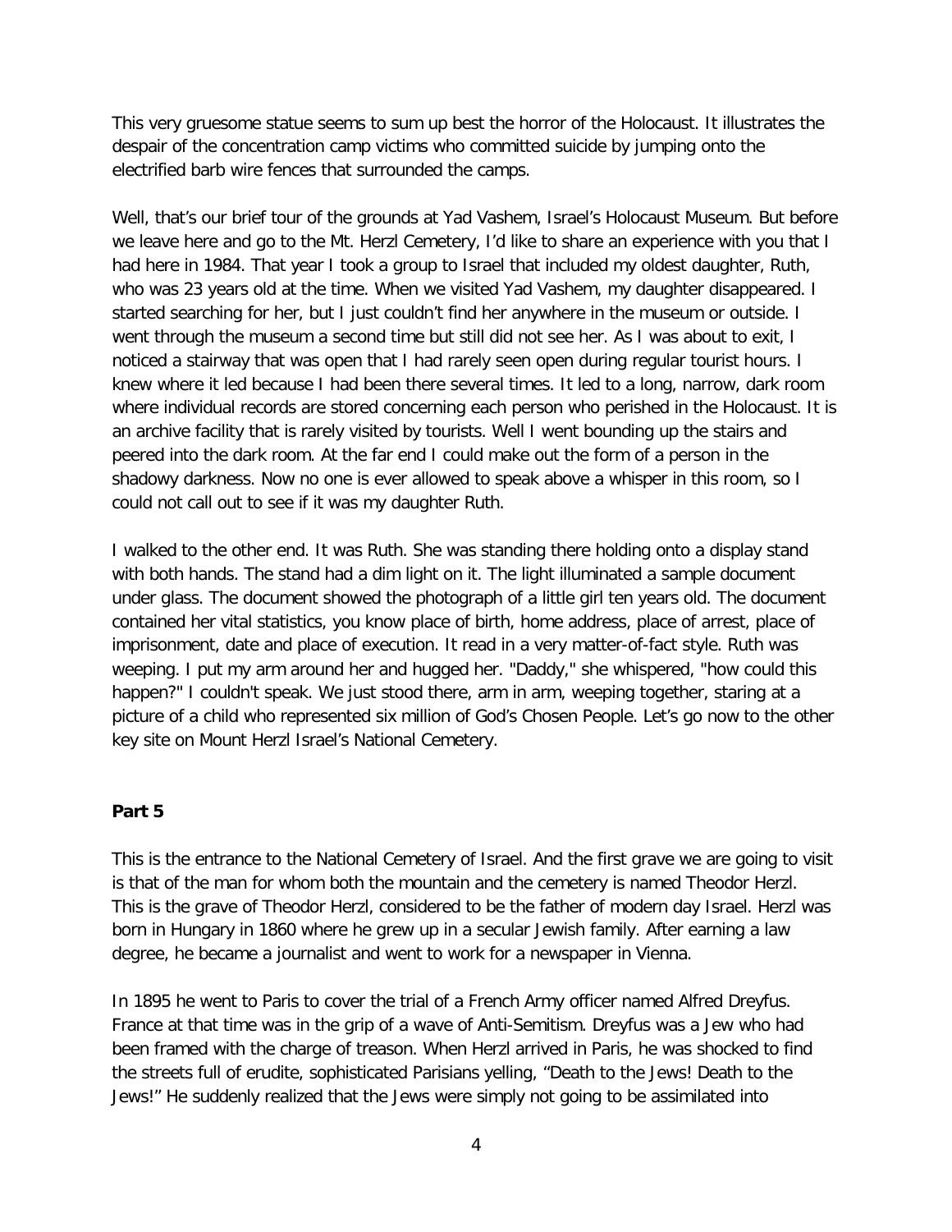This very gruesome statue seems to sum up best the horror of the Holocaust. It illustrates the despair of the concentration camp victims who committed suicide by jumping onto the electrified barb wire fences that surrounded the camps.

Well, that's our brief tour of the grounds at Yad Vashem, Israel's Holocaust Museum. But before we leave here and go to the Mt. Herzl Cemetery, I'd like to share an experience with you that I had here in 1984. That year I took a group to Israel that included my oldest daughter, Ruth, who was 23 years old at the time. When we visited Yad Vashem, my daughter disappeared. I started searching for her, but I just couldn't find her anywhere in the museum or outside. I went through the museum a second time but still did not see her. As I was about to exit, I noticed a stairway that was open that I had rarely seen open during regular tourist hours. I knew where it led because I had been there several times. It led to a long, narrow, dark room where individual records are stored concerning each person who perished in the Holocaust. It is an archive facility that is rarely visited by tourists. Well I went bounding up the stairs and peered into the dark room. At the far end I could make out the form of a person in the shadowy darkness. Now no one is ever allowed to speak above a whisper in this room, so I could not call out to see if it was my daughter Ruth.

I walked to the other end. It was Ruth. She was standing there holding onto a display stand with both hands. The stand had a dim light on it. The light illuminated a sample document under glass. The document showed the photograph of a little girl ten years old. The document contained her vital statistics, you know place of birth, home address, place of arrest, place of imprisonment, date and place of execution. It read in a very matter-of-fact style. Ruth was weeping. I put my arm around her and hugged her. "Daddy," she whispered, "how could this happen?" I couldn't speak. We just stood there, arm in arm, weeping together, staring at a picture of a child who represented six million of God's Chosen People. Let's go now to the other key site on Mount Herzl Israel's National Cemetery.

**Part 5**

This is the entrance to the National Cemetery of Israel. And the first grave we are going to visit is that of the man for whom both the mountain and the cemetery is named Theodor Herzl. This is the grave of Theodor Herzl, considered to be the father of modern day Israel. Herzl was born in Hungary in 1860 where he grew up in a secular Jewish family. After earning a law degree, he became a journalist and went to work for a newspaper in Vienna.

In 1895 he went to Paris to cover the trial of a French Army officer named Alfred Dreyfus. France at that time was in the grip of a wave of Anti-Semitism. Dreyfus was a Jew who had been framed with the charge of treason. When Herzl arrived in Paris, he was shocked to find the streets full of erudite, sophisticated Parisians yelling, "Death to the Jews! Death to the Jews!" He suddenly realized that the Jews were simply not going to be assimilated into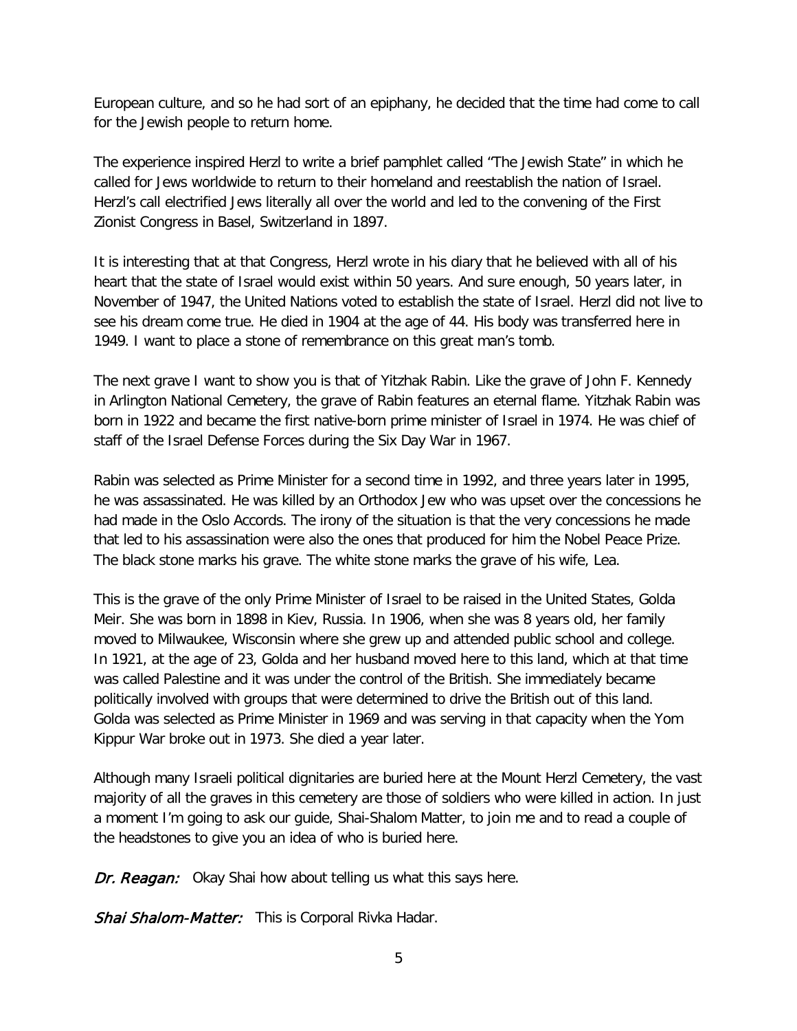European culture, and so he had sort of an epiphany, he decided that the time had come to call for the Jewish people to return home.

The experience inspired Herzl to write a brief pamphlet called "The Jewish State" in which he called for Jews worldwide to return to their homeland and reestablish the nation of Israel. Herzl's call electrified Jews literally all over the world and led to the convening of the First Zionist Congress in Basel, Switzerland in 1897.

It is interesting that at that Congress, Herzl wrote in his diary that he believed with all of his heart that the state of Israel would exist within 50 years. And sure enough, 50 years later, in November of 1947, the United Nations voted to establish the state of Israel. Herzl did not live to see his dream come true. He died in 1904 at the age of 44. His body was transferred here in 1949. I want to place a stone of remembrance on this great man's tomb.

The next grave I want to show you is that of Yitzhak Rabin. Like the grave of John F. Kennedy in Arlington National Cemetery, the grave of Rabin features an eternal flame. Yitzhak Rabin was born in 1922 and became the first native-born prime minister of Israel in 1974. He was chief of staff of the Israel Defense Forces during the Six Day War in 1967.

Rabin was selected as Prime Minister for a second time in 1992, and three years later in 1995, he was assassinated. He was killed by an Orthodox Jew who was upset over the concessions he had made in the Oslo Accords. The irony of the situation is that the very concessions he made that led to his assassination were also the ones that produced for him the Nobel Peace Prize. The black stone marks his grave. The white stone marks the grave of his wife, Lea.

This is the grave of the only Prime Minister of Israel to be raised in the United States, Golda Meir. She was born in 1898 in Kiev, Russia. In 1906, when she was 8 years old, her family moved to Milwaukee, Wisconsin where she grew up and attended public school and college. In 1921, at the age of 23, Golda and her husband moved here to this land, which at that time was called Palestine and it was under the control of the British. She immediately became politically involved with groups that were determined to drive the British out of this land. Golda was selected as Prime Minister in 1969 and was serving in that capacity when the Yom Kippur War broke out in 1973. She died a year later.

Although many Israeli political dignitaries are buried here at the Mount Herzl Cemetery, the vast majority of all the graves in this cemetery are those of soldiers who were killed in action. In just a moment I'm going to ask our guide, Shai-Shalom Matter, to join me and to read a couple of the headstones to give you an idea of who is buried here.

***Dr. Reagan:*** Okay Shai how about telling us what this says here.

***Shai Shalom-Matter:*** This is Corporal Rivka Hadar.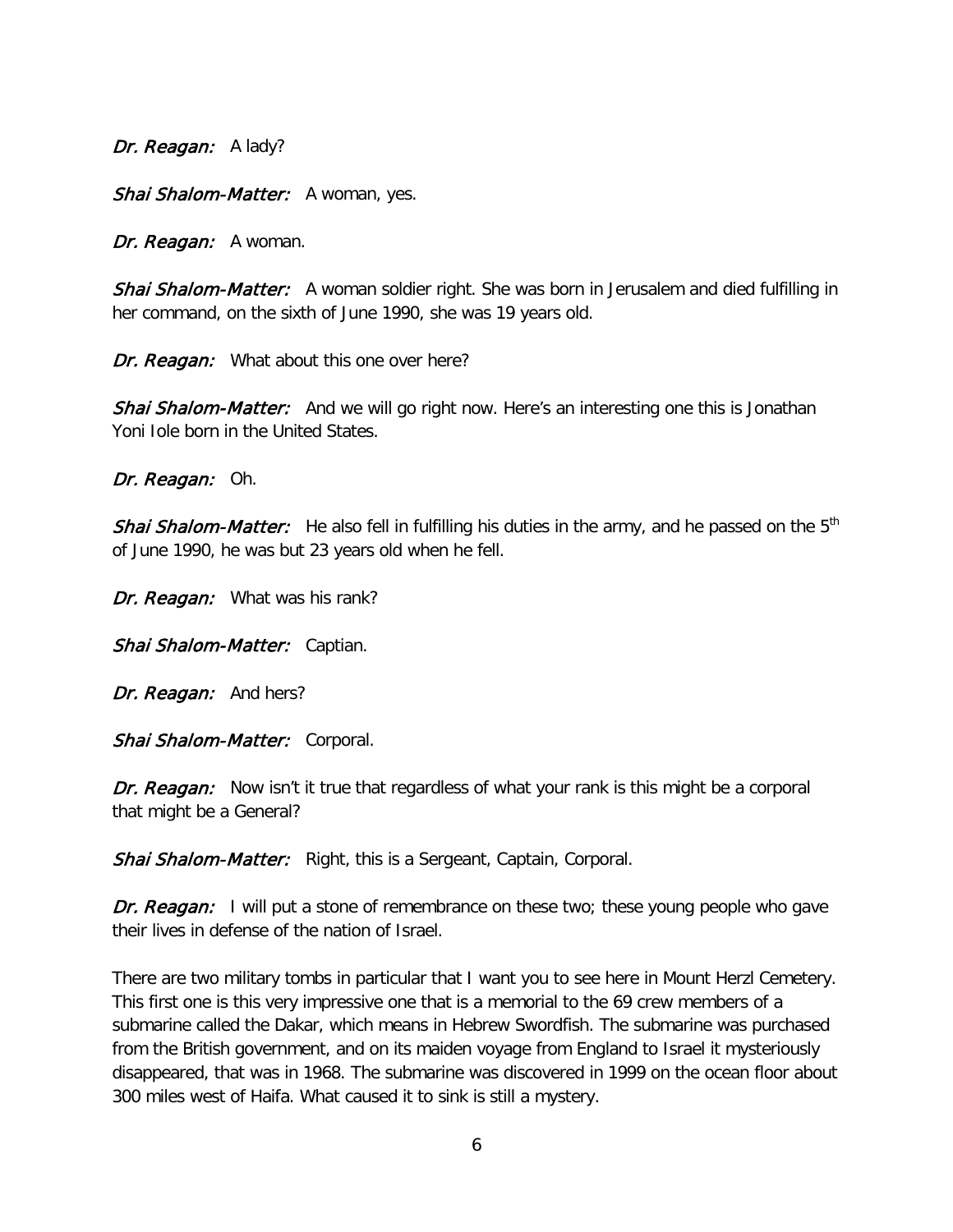*Dr. Reagan:* A lady?

*Shai Shalom-Matter:* A woman, yes.

*Dr. Reagan:* A woman.

*Shai Shalom-Matter:* A woman soldier right. She was born in Jerusalem and died fulfilling in her command, on the sixth of June 1990, she was 19 years old.

*Dr. Reagan:* What about this one over here?

*Shai Shalom-Matter:* And we will go right now. Here's an interesting one this is Jonathan Yoni Iole born in the United States.

*Dr. Reagan:* Oh.

*Shai Shalom-Matter:* He also fell in fulfilling his duties in the army, and he passed on the 5th of June 1990, he was but 23 years old when he fell.

*Dr. Reagan:* What was his rank?

*Shai Shalom-Matter:* Captian.

*Dr. Reagan:* And hers?

*Shai Shalom-Matter:* Corporal.

*Dr. Reagan:* Now isn't it true that regardless of what your rank is this might be a corporal that might be a General?

*Shai Shalom-Matter:* Right, this is a Sergeant, Captain, Corporal.

*Dr. Reagan:* I will put a stone of remembrance on these two; these young people who gave their lives in defense of the nation of Israel.

There are two military tombs in particular that I want you to see here in Mount Herzl Cemetery. This first one is this very impressive one that is a memorial to the 69 crew members of a submarine called the Dakar, which means in Hebrew Swordfish. The submarine was purchased from the British government, and on its maiden voyage from England to Israel it mysteriously disappeared, that was in 1968. The submarine was discovered in 1999 on the ocean floor about 300 miles west of Haifa. What caused it to sink is still a mystery.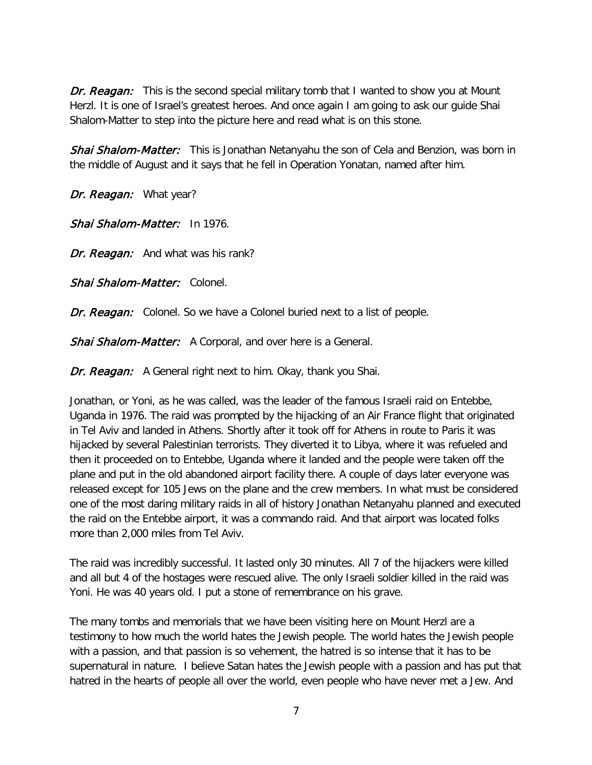*Dr. Reagan:* This is the second special military tomb that I wanted to show you at Mount Herzl. It is one of Israel's greatest heroes. And once again I am going to ask our guide Shai Shalom-Matter to step into the picture here and read what is on this stone.

*Shai Shalom-Matter:* This is Jonathan Netanyahu the son of Cela and Benzion, was born in the middle of August and it says that he fell in Operation Yonatan, named after him.

*Dr. Reagan:* What year?

*Shai Shalom-Matter:* In 1976.

*Dr. Reagan:* And what was his rank?

*Shai Shalom-Matter:* Colonel.

*Dr. Reagan:* Colonel. So we have a Colonel buried next to a list of people.

*Shai Shalom-Matter:* A Corporal, and over here is a General.

*Dr. Reagan:* A General right next to him. Okay, thank you Shai.

Jonathan, or Yoni, as he was called, was the leader of the famous Israeli raid on Entebbe, Uganda in 1976. The raid was prompted by the hijacking of an Air France flight that originated in Tel Aviv and landed in Athens. Shortly after it took off for Athens in route to Paris it was hijacked by several Palestinian terrorists. They diverted it to Libya, where it was refueled and then it proceeded on to Entebbe, Uganda where it landed and the people were taken off the plane and put in the old abandoned airport facility there. A couple of days later everyone was released except for 105 Jews on the plane and the crew members. In what must be considered one of the most daring military raids in all of history Jonathan Netanyahu planned and executed the raid on the Entebbe airport, it was a commando raid. And that airport was located folks more than 2,000 miles from Tel Aviv.

The raid was incredibly successful. It lasted only 30 minutes. All 7 of the hijackers were killed and all but 4 of the hostages were rescued alive. The only Israeli soldier killed in the raid was Yoni. He was 40 years old. I put a stone of remembrance on his grave.

The many tombs and memorials that we have been visiting here on Mount Herzl are a testimony to how much the world hates the Jewish people. The world hates the Jewish people with a passion, and that passion is so vehement, the hatred is so intense that it has to be supernatural in nature. I believe Satan hates the Jewish people with a passion and has put that hatred in the hearts of people all over the world, even people who have never met a Jew. And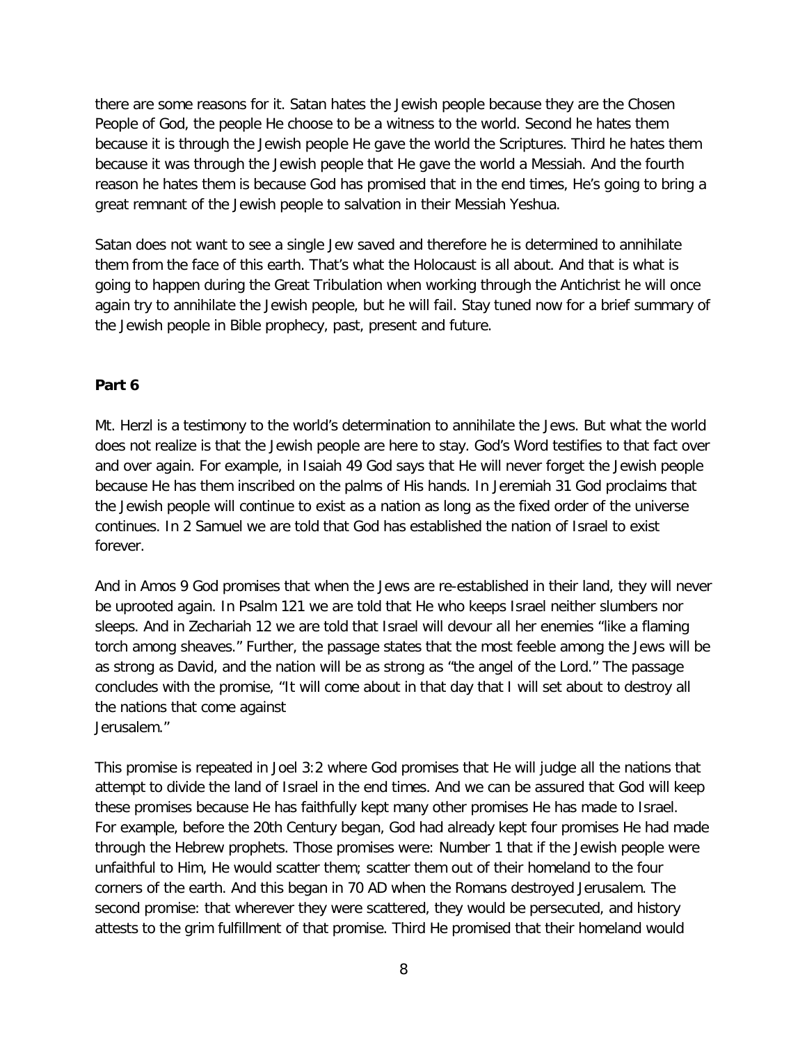there are some reasons for it. Satan hates the Jewish people because they are the Chosen People of God, the people He choose to be a witness to the world. Second he hates them because it is through the Jewish people He gave the world the Scriptures. Third he hates them because it was through the Jewish people that He gave the world a Messiah. And the fourth reason he hates them is because God has promised that in the end times, He's going to bring a great remnant of the Jewish people to salvation in their Messiah Yeshua.

Satan does not want to see a single Jew saved and therefore he is determined to annihilate them from the face of this earth. That's what the Holocaust is all about. And that is what is going to happen during the Great Tribulation when working through the Antichrist he will once again try to annihilate the Jewish people, but he will fail. Stay tuned now for a brief summary of the Jewish people in Bible prophecy, past, present and future.

**Part 6**

Mt. Herzl is a testimony to the world's determination to annihilate the Jews. But what the world does not realize is that the Jewish people are here to stay. God's Word testifies to that fact over and over again. For example, in Isaiah 49 God says that He will never forget the Jewish people because He has them inscribed on the palms of His hands. In Jeremiah 31 God proclaims that the Jewish people will continue to exist as a nation as long as the fixed order of the universe continues. In 2 Samuel we are told that God has established the nation of Israel to exist forever.

And in Amos 9 God promises that when the Jews are re-established in their land, they will never be uprooted again. In Psalm 121 we are told that He who keeps Israel neither slumbers nor sleeps. And in Zechariah 12 we are told that Israel will devour all her enemies "like a flaming torch among sheaves." Further, the passage states that the most feeble among the Jews will be as strong as David, and the nation will be as strong as "the angel of the Lord." The passage concludes with the promise, "It will come about in that day that I will set about to destroy all the nations that come against Jerusalem."

This promise is repeated in Joel 3:2 where God promises that He will judge all the nations that attempt to divide the land of Israel in the end times. And we can be assured that God will keep these promises because He has faithfully kept many other promises He has made to Israel. For example, before the 20th Century began, God had already kept four promises He had made through the Hebrew prophets. Those promises were: Number 1 that if the Jewish people were unfaithful to Him, He would scatter them; scatter them out of their homeland to the four corners of the earth. And this began in 70 AD when the Romans destroyed Jerusalem. The second promise: that wherever they were scattered, they would be persecuted, and history attests to the grim fulfillment of that promise. Third He promised that their homeland would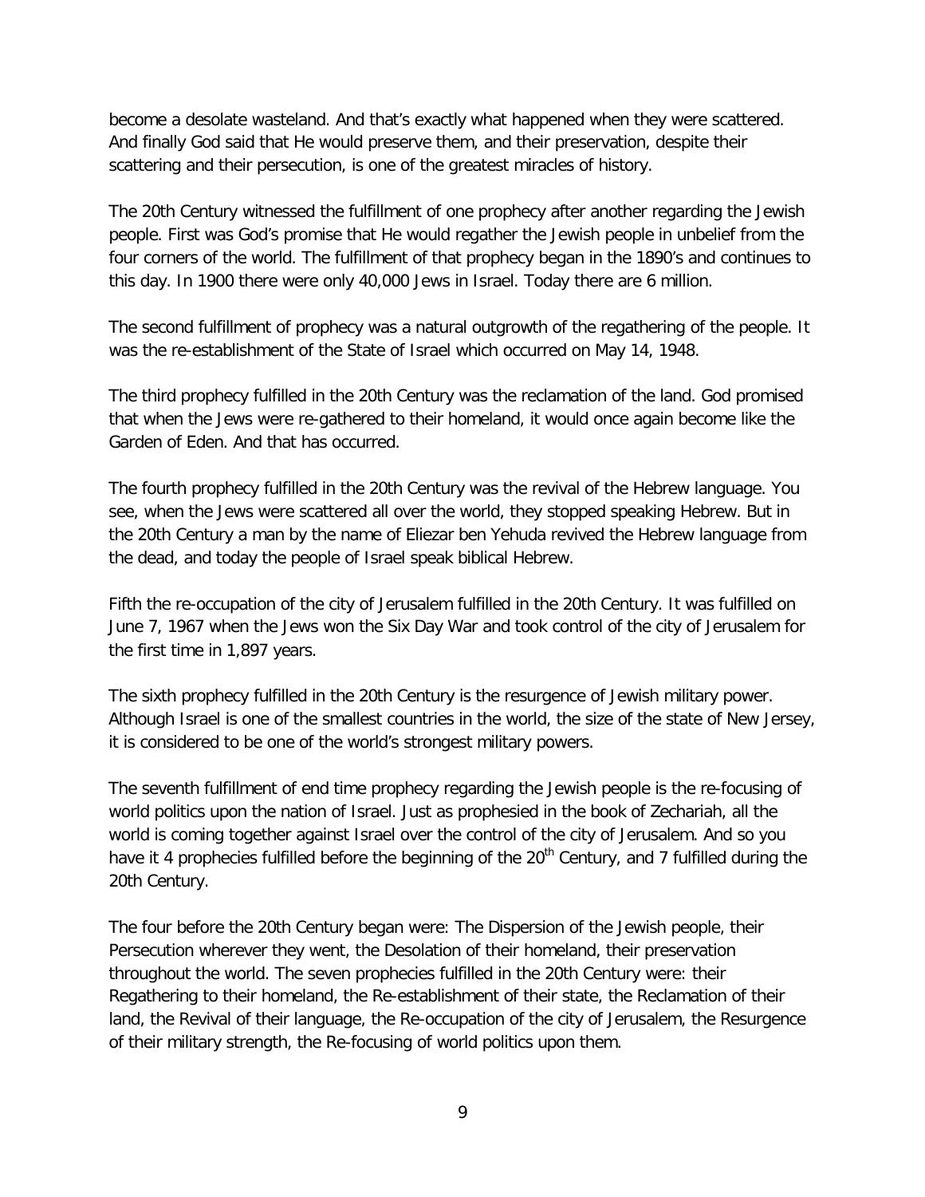become a desolate wasteland. And that's exactly what happened when they were scattered. And finally God said that He would preserve them, and their preservation, despite their scattering and their persecution, is one of the greatest miracles of history.

The 20th Century witnessed the fulfillment of one prophecy after another regarding the Jewish people. First was God's promise that He would regather the Jewish people in unbelief from the four corners of the world. The fulfillment of that prophecy began in the 1890's and continues to this day. In 1900 there were only 40,000 Jews in Israel. Today there are 6 million.

The second fulfillment of prophecy was a natural outgrowth of the regathering of the people. It was the re-establishment of the State of Israel which occurred on May 14, 1948.

The third prophecy fulfilled in the 20th Century was the reclamation of the land. God promised that when the Jews were re-gathered to their homeland, it would once again become like the Garden of Eden. And that has occurred.

The fourth prophecy fulfilled in the 20th Century was the revival of the Hebrew language. You see, when the Jews were scattered all over the world, they stopped speaking Hebrew. But in the 20th Century a man by the name of Eliezar ben Yehuda revived the Hebrew language from the dead, and today the people of Israel speak biblical Hebrew.

Fifth the re-occupation of the city of Jerusalem fulfilled in the 20th Century. It was fulfilled on June 7, 1967 when the Jews won the Six Day War and took control of the city of Jerusalem for the first time in 1,897 years.

The sixth prophecy fulfilled in the 20th Century is the resurgence of Jewish military power. Although Israel is one of the smallest countries in the world, the size of the state of New Jersey, it is considered to be one of the world's strongest military powers.

The seventh fulfillment of end time prophecy regarding the Jewish people is the re-focusing of world politics upon the nation of Israel. Just as prophesied in the book of Zechariah, all the world is coming together against Israel over the control of the city of Jerusalem. And so you have it 4 prophecies fulfilled before the beginning of the 20th Century, and 7 fulfilled during the 20th Century.

The four before the 20th Century began were: The Dispersion of the Jewish people, their Persecution wherever they went, the Desolation of their homeland, their preservation throughout the world. The seven prophecies fulfilled in the 20th Century were: their Regathering to their homeland, the Re-establishment of their state, the Reclamation of their land, the Revival of their language, the Re-occupation of the city of Jerusalem, the Resurgence of their military strength, the Re-focusing of world politics upon them.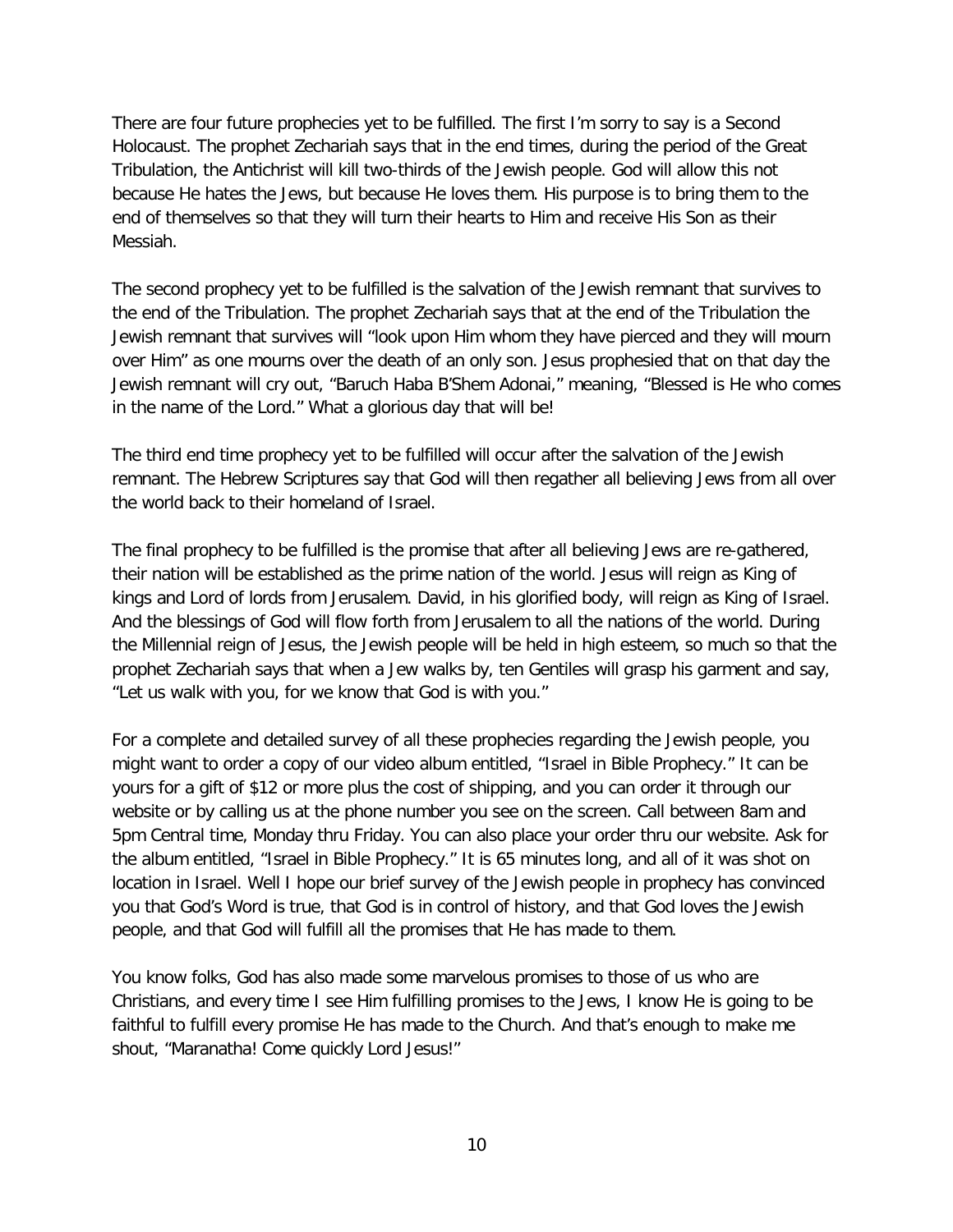There are four future prophecies yet to be fulfilled. The first I'm sorry to say is a Second Holocaust. The prophet Zechariah says that in the end times, during the period of the Great Tribulation, the Antichrist will kill two-thirds of the Jewish people. God will allow this not because He hates the Jews, but because He loves them. His purpose is to bring them to the end of themselves so that they will turn their hearts to Him and receive His Son as their Messiah.

The second prophecy yet to be fulfilled is the salvation of the Jewish remnant that survives to the end of the Tribulation. The prophet Zechariah says that at the end of the Tribulation the Jewish remnant that survives will "look upon Him whom they have pierced and they will mourn over Him" as one mourns over the death of an only son. Jesus prophesied that on that day the Jewish remnant will cry out, "Baruch Haba B'Shem Adonai," meaning, "Blessed is He who comes in the name of the Lord." What a glorious day that will be!

The third end time prophecy yet to be fulfilled will occur after the salvation of the Jewish remnant. The Hebrew Scriptures say that God will then regather all believing Jews from all over the world back to their homeland of Israel.

The final prophecy to be fulfilled is the promise that after all believing Jews are re-gathered, their nation will be established as the prime nation of the world. Jesus will reign as King of kings and Lord of lords from Jerusalem. David, in his glorified body, will reign as King of Israel. And the blessings of God will flow forth from Jerusalem to all the nations of the world. During the Millennial reign of Jesus, the Jewish people will be held in high esteem, so much so that the prophet Zechariah says that when a Jew walks by, ten Gentiles will grasp his garment and say, "Let us walk with you, for we know that God is with you."

For a complete and detailed survey of all these prophecies regarding the Jewish people, you might want to order a copy of our video album entitled, "Israel in Bible Prophecy." It can be yours for a gift of $12 or more plus the cost of shipping, and you can order it through our website or by calling us at the phone number you see on the screen. Call between 8am and 5pm Central time, Monday thru Friday. You can also place your order thru our website. Ask for the album entitled, "Israel in Bible Prophecy." It is 65 minutes long, and all of it was shot on location in Israel. Well I hope our brief survey of the Jewish people in prophecy has convinced you that God's Word is true, that God is in control of history, and that God loves the Jewish people, and that God will fulfill all the promises that He has made to them.

You know folks, God has also made some marvelous promises to those of us who are Christians, and every time I see Him fulfilling promises to the Jews, I know He is going to be faithful to fulfill every promise He has made to the Church. And that's enough to make me shout, "Maranatha! Come quickly Lord Jesus!"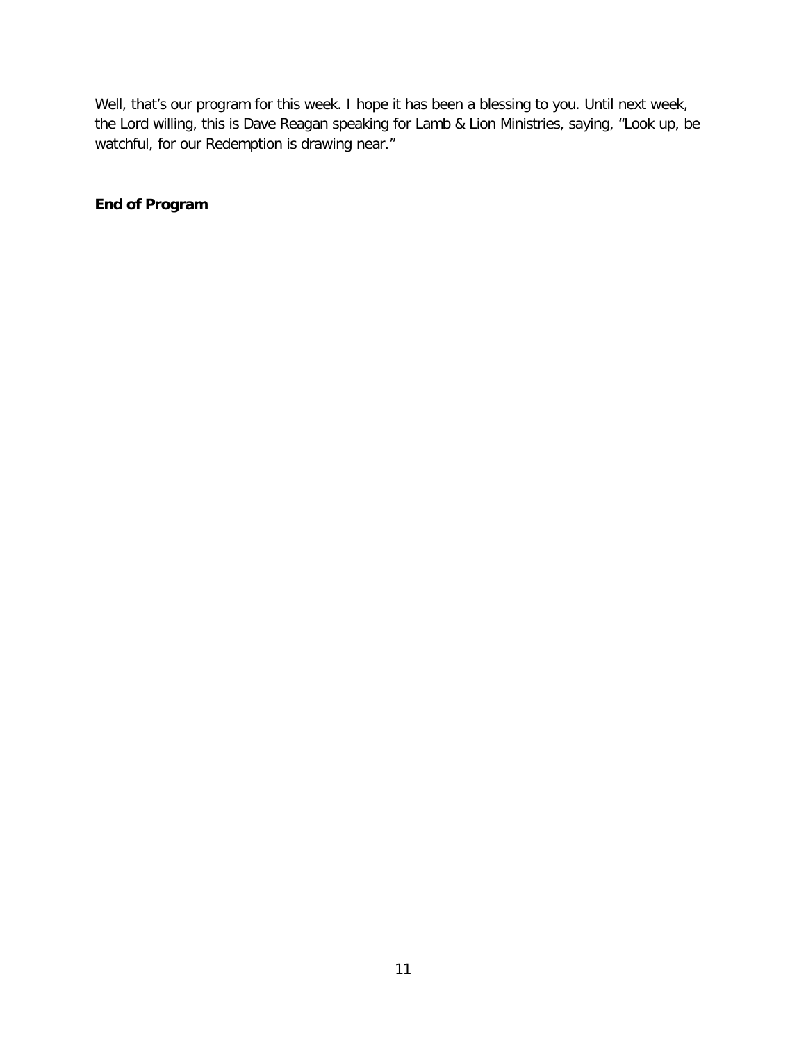Well, that's our program for this week. I hope it has been a blessing to you. Until next week, the Lord willing, this is Dave Reagan speaking for Lamb & Lion Ministries, saying, "Look up, be watchful, for our Redemption is drawing near."

**End of Program**